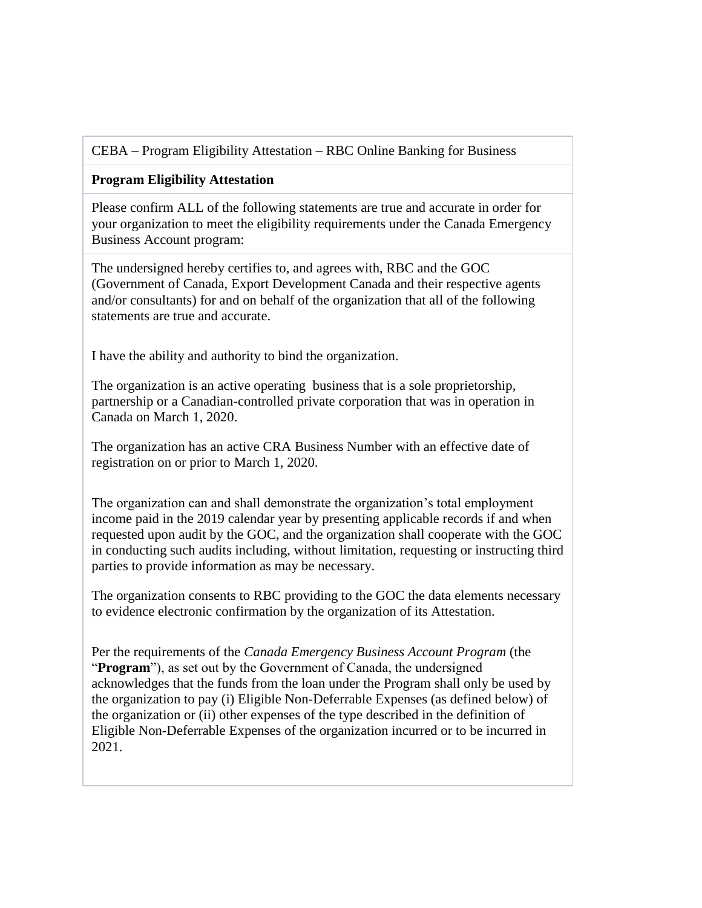CEBA – Program Eligibility Attestation – RBC Online Banking for Business

**Program Eligibility Attestation**

Please confirm ALL of the following statements are true and accurate in order for your organization to meet the eligibility requirements under the Canada Emergency Business Account program:

The undersigned hereby certifies to, and agrees with, RBC and the GOC (Government of Canada, Export Development Canada and their respective agents and/or consultants) for and on behalf of the organization that all of the following statements are true and accurate.

I have the ability and authority to bind the organization.

The organization is an active operating business that is a sole proprietorship, partnership or a Canadian-controlled private corporation that was in operation in Canada on March 1, 2020.

The organization has an active CRA Business Number with an effective date of registration on or prior to March 1, 2020.

The organization can and shall demonstrate the organization's total employment income paid in the 2019 calendar year by presenting applicable records if and when requested upon audit by the GOC, and the organization shall cooperate with the GOC in conducting such audits including, without limitation, requesting or instructing third parties to provide information as may be necessary.

The organization consents to RBC providing to the GOC the data elements necessary to evidence electronic confirmation by the organization of its Attestation.

Per the requirements of the *Canada Emergency Business Account Program* (the "**Program**"), as set out by the Government of Canada, the undersigned acknowledges that the funds from the loan under the Program shall only be used by the organization to pay (i) Eligible Non-Deferrable Expenses (as defined below) of the organization or (ii) other expenses of the type described in the definition of Eligible Non-Deferrable Expenses of the organization incurred or to be incurred in 2021.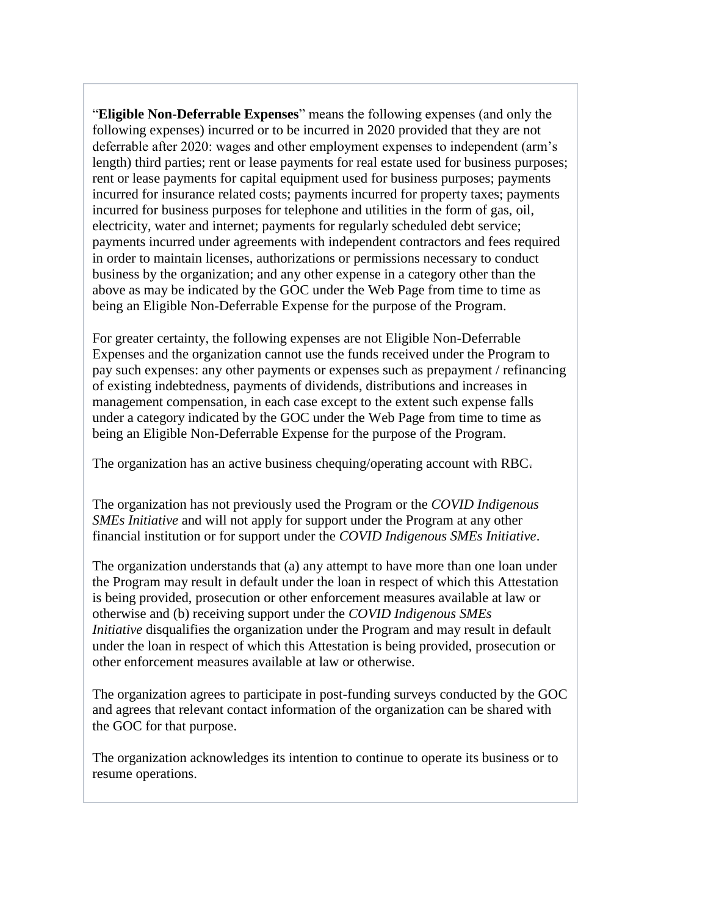"**Eligible Non-Deferrable Expenses**" means the following expenses (and only the following expenses) incurred or to be incurred in 2020 provided that they are not deferrable after 2020: wages and other employment expenses to independent (arm's length) third parties; rent or lease payments for real estate used for business purposes; rent or lease payments for capital equipment used for business purposes; payments incurred for insurance related costs; payments incurred for property taxes; payments incurred for business purposes for telephone and utilities in the form of gas, oil, electricity, water and internet; payments for regularly scheduled debt service; payments incurred under agreements with independent contractors and fees required in order to maintain licenses, authorizations or permissions necessary to conduct business by the organization; and any other expense in a category other than the above as may be indicated by the GOC under the Web Page from time to time as being an Eligible Non-Deferrable Expense for the purpose of the Program.

For greater certainty, the following expenses are not Eligible Non-Deferrable Expenses and the organization cannot use the funds received under the Program to pay such expenses: any other payments or expenses such as prepayment / refinancing of existing indebtedness, payments of dividends, distributions and increases in management compensation, in each case except to the extent such expense falls under a category indicated by the GOC under the Web Page from time to time as being an Eligible Non-Deferrable Expense for the purpose of the Program.

The organization has an active business chequing/operating account with RBC.

The organization has not previously used the Program or the *COVID Indigenous SMEs Initiative* and will not apply for support under the Program at any other financial institution or for support under the *COVID Indigenous SMEs Initiative*.

The organization understands that (a) any attempt to have more than one loan under the Program may result in default under the loan in respect of which this Attestation is being provided, prosecution or other enforcement measures available at law or otherwise and (b) receiving support under the *COVID Indigenous SMEs Initiative* disqualifies the organization under the Program and may result in default under the loan in respect of which this Attestation is being provided, prosecution or other enforcement measures available at law or otherwise.

The organization agrees to participate in post-funding surveys conducted by the GOC and agrees that relevant contact information of the organization can be shared with the GOC for that purpose.

The organization acknowledges its intention to continue to operate its business or to resume operations.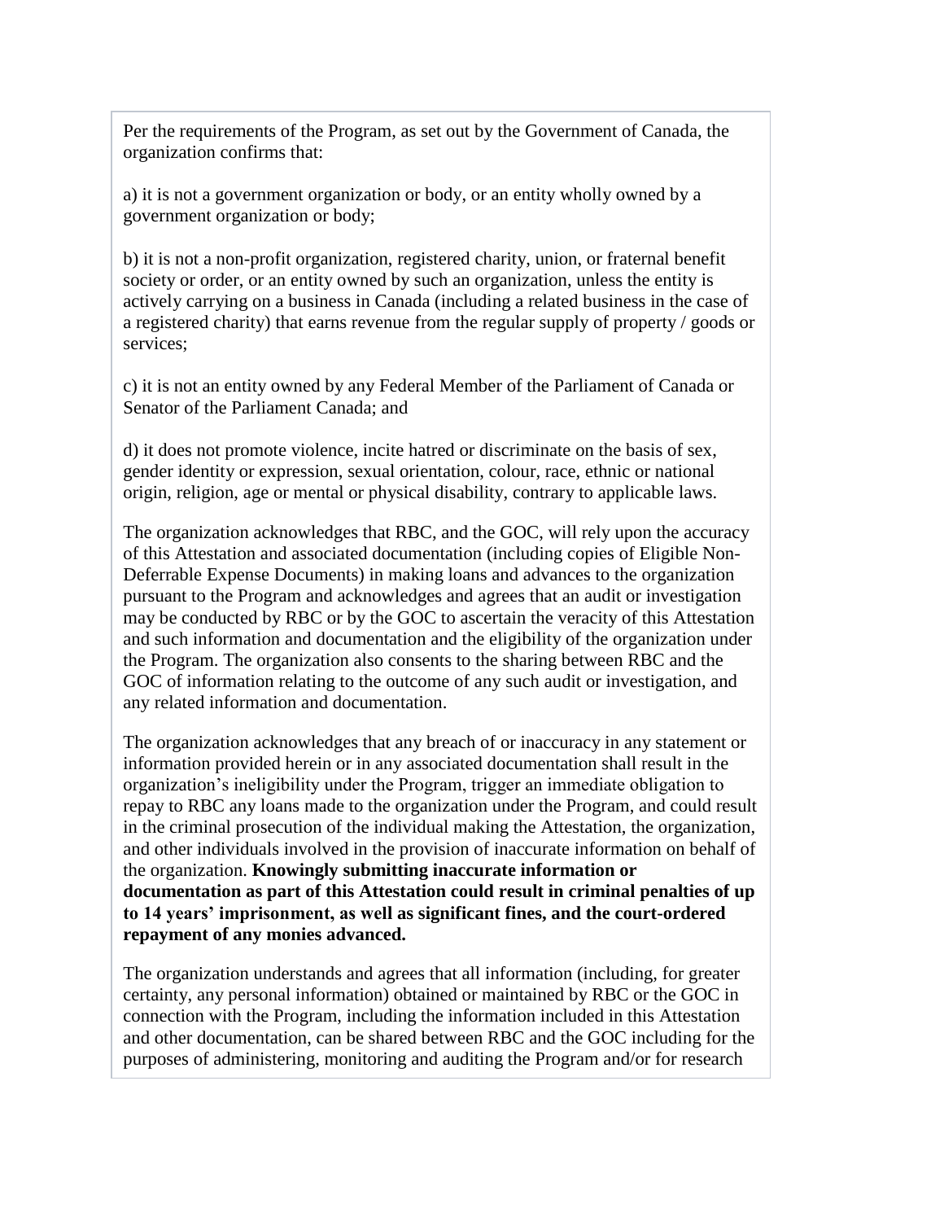Per the requirements of the Program, as set out by the Government of Canada, the organization confirms that:

a) it is not a government organization or body, or an entity wholly owned by a government organization or body;

b) it is not a non-profit organization, registered charity, union, or fraternal benefit society or order, or an entity owned by such an organization, unless the entity is actively carrying on a business in Canada (including a related business in the case of a registered charity) that earns revenue from the regular supply of property / goods or services;

c) it is not an entity owned by any Federal Member of the Parliament of Canada or Senator of the Parliament Canada; and

d) it does not promote violence, incite hatred or discriminate on the basis of sex, gender identity or expression, sexual orientation, colour, race, ethnic or national origin, religion, age or mental or physical disability, contrary to applicable laws.

The organization acknowledges that RBC, and the GOC, will rely upon the accuracy of this Attestation and associated documentation (including copies of Eligible Non-Deferrable Expense Documents) in making loans and advances to the organization pursuant to the Program and acknowledges and agrees that an audit or investigation may be conducted by RBC or by the GOC to ascertain the veracity of this Attestation and such information and documentation and the eligibility of the organization under the Program. The organization also consents to the sharing between RBC and the GOC of information relating to the outcome of any such audit or investigation, and any related information and documentation.

The organization acknowledges that any breach of or inaccuracy in any statement or information provided herein or in any associated documentation shall result in the organization's ineligibility under the Program, trigger an immediate obligation to repay to RBC any loans made to the organization under the Program, and could result in the criminal prosecution of the individual making the Attestation, the organization, and other individuals involved in the provision of inaccurate information on behalf of the organization. **Knowingly submitting inaccurate information or documentation as part of this Attestation could result in criminal penalties of up to 14 years' imprisonment, as well as significant fines, and the court-ordered repayment of any monies advanced.**

The organization understands and agrees that all information (including, for greater certainty, any personal information) obtained or maintained by RBC or the GOC in connection with the Program, including the information included in this Attestation and other documentation, can be shared between RBC and the GOC including for the purposes of administering, monitoring and auditing the Program and/or for research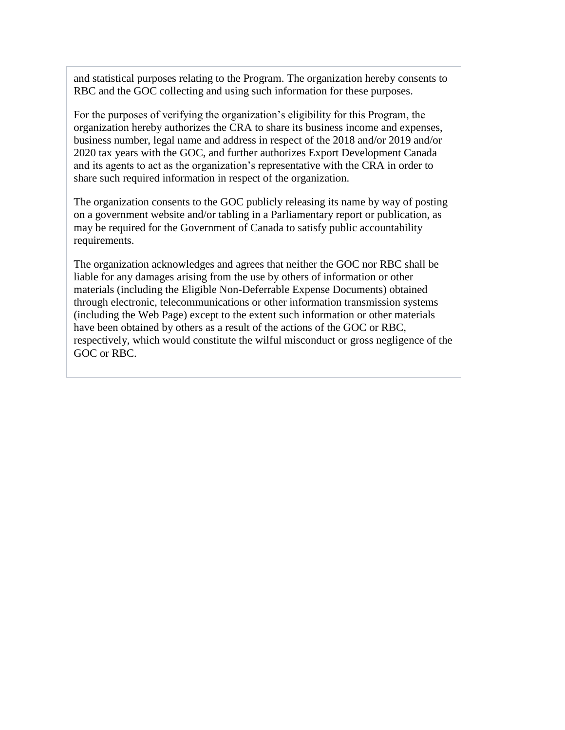and statistical purposes relating to the Program. The organization hereby consents to RBC and the GOC collecting and using such information for these purposes.

For the purposes of verifying the organization's eligibility for this Program, the organization hereby authorizes the CRA to share its business income and expenses, business number, legal name and address in respect of the 2018 and/or 2019 and/or 2020 tax years with the GOC, and further authorizes Export Development Canada and its agents to act as the organization's representative with the CRA in order to share such required information in respect of the organization.

The organization consents to the GOC publicly releasing its name by way of posting on a government website and/or tabling in a Parliamentary report or publication, as may be required for the Government of Canada to satisfy public accountability requirements.

The organization acknowledges and agrees that neither the GOC nor RBC shall be liable for any damages arising from the use by others of information or other materials (including the Eligible Non-Deferrable Expense Documents) obtained through electronic, telecommunications or other information transmission systems (including the Web Page) except to the extent such information or other materials have been obtained by others as a result of the actions of the GOC or RBC, respectively, which would constitute the wilful misconduct or gross negligence of the GOC or RBC.